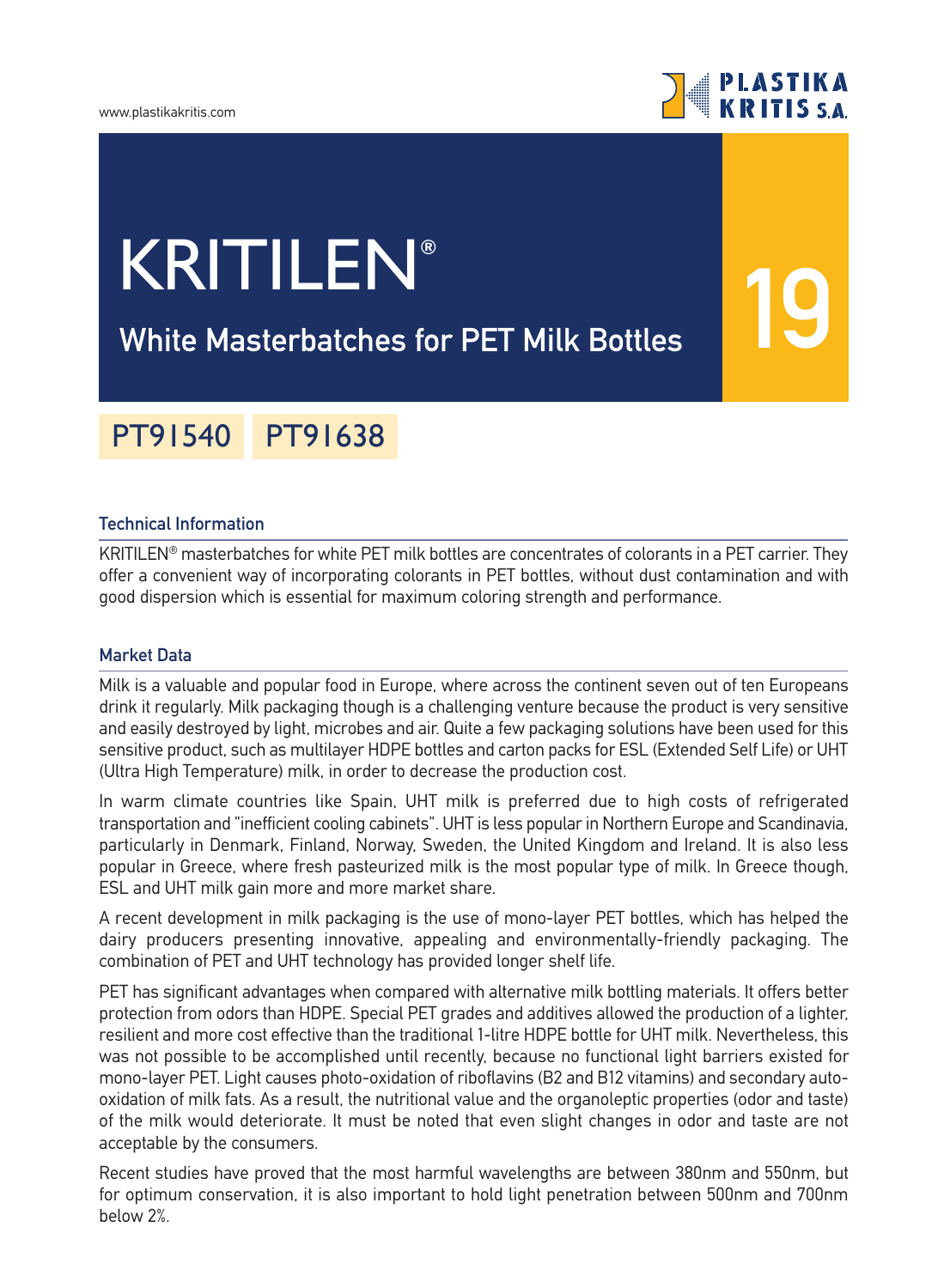# KRITILEN®

## White Masterbatches for PET Milk Bottles

19

PT91540 PT91638

### Technical Information

KRITILEN® masterbatches for white PET milk bottles are concentrates of colorants in a PET carrier. They offer a convenient way of incorporating colorants in PET bottles, without dust contamination and with good dispersion which is essential for maximum coloring strength and performance.

### Market Data

Milk is a valuable and popular food in Europe, where across the continent seven out of ten Europeans drink it regularly. Milk packaging though is a challenging venture because the product is very sensitive and easily destroyed by light, microbes and air. Quite a few packaging solutions have been used for this sensitive product, such as multilayer HDPE bottles and carton packs for ESL (Extended Self Life) or UHT (Ultra High Temperature) milk, in order to decrease the production cost.

In warm climate countries like Spain, UHT milk is preferred due to high costs of refrigerated transportation and "inefficient cooling cabinets". UHT is less popular in Northern Europe and Scandinavia, particularly in Denmark, Finland, Norway, Sweden, the United Kingdom and Ireland. It is also less popular in Greece, where fresh pasteurized milk is the most popular type of milk. In Greece though, ESL and UHT milk gain more and more market share.

A recent development in milk packaging is the use of mono-layer PET bottles, which has helped the dairy producers presenting innovative, appealing and environmentally-friendly packaging. The combination of PET and UHT technology has provided longer shelf life.

PET has significant advantages when compared with alternative milk bottling materials. It offers better protection from odors than HDPE. Special PET grades and additives allowed the production of a lighter, resilient and more cost effective than the traditional 1-litre HDPE bottle for UHT milk. Nevertheless, this was not possible to be accomplished until recently, because no functional light barriers existed for mono-layer PET. Light causes photo-oxidation of riboflavins (B2 and B12 vitamins) and secondary auto-oxidation of milk fats. As a result, the nutritional value and the organoleptic properties (odor and taste) of the milk would deteriorate. It must be noted that even slight changes in odor and taste are not acceptable by the consumers.

Recent studies have proved that the most harmful wavelengths are between 380nm and 550nm, but for optimum conservation, it is also important to hold light penetration between 500nm and 700nm below 2%.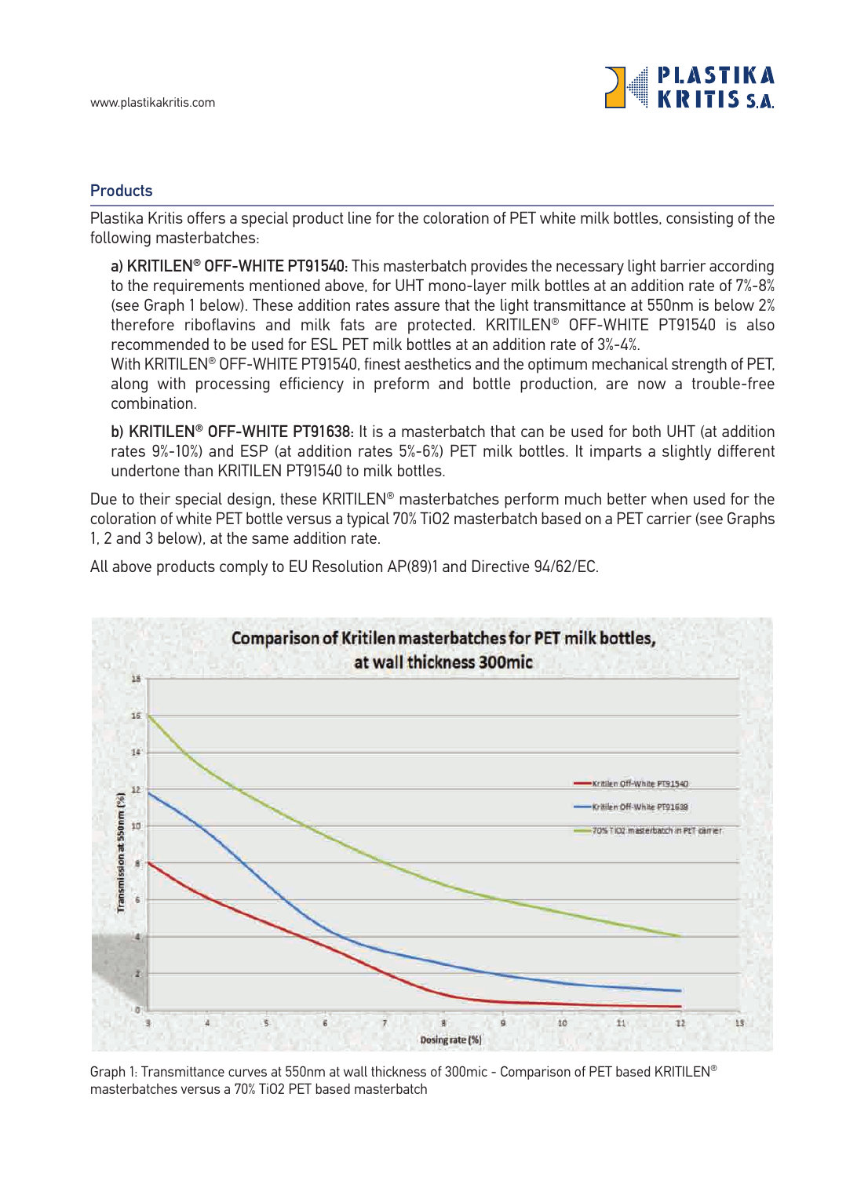## Products

Plastika Kritis offers a special product line for the coloration of PET white milk bottles, consisting of the following masterbatches:

**a) KRITILEN® OFF-WHITE PT91540:** This masterbatch provides the necessary light barrier according to the requirements mentioned above, for UHT mono-layer milk bottles at an addition rate of 7%-8% (see Graph 1 below). These addition rates assure that the light transmittance at 550nm is below 2% therefore riboflavins and milk fats are protected. KRITILEN® OFF-WHITE PT91540 is also recommended to be used for ESL PET milk bottles at an addition rate of 3%-4%.
With KRITILEN® OFF-WHITE PT91540, finest aesthetics and the optimum mechanical strength of PET, along with processing efficiency in preform and bottle production, are now a trouble-free combination.

**b) KRITILEN® OFF-WHITE PT91638:** It is a masterbatch that can be used for both UHT (at addition rates 9%-10%) and ESP (at addition rates 5%-6%) PET milk bottles. It imparts a slightly different undertone than KRITILEN PT91540 to milk bottles.

Due to their special design, these KRITILEN® masterbatches perform much better when used for the coloration of white PET bottle versus a typical 70% $TiO_2$ masterbatch based on a PET carrier (see Graphs 1, 2 and 3 below), at the same addition rate.

All above products comply to EU Resolution AP(89)1 and Directive 94/62/EC.

Graph 1: Transmittance curves at 550nm at wall thickness of 300mic - Comparison of PET based KRITILEN® masterbatches versus a 70% $TiO_2$ PET based masterbatch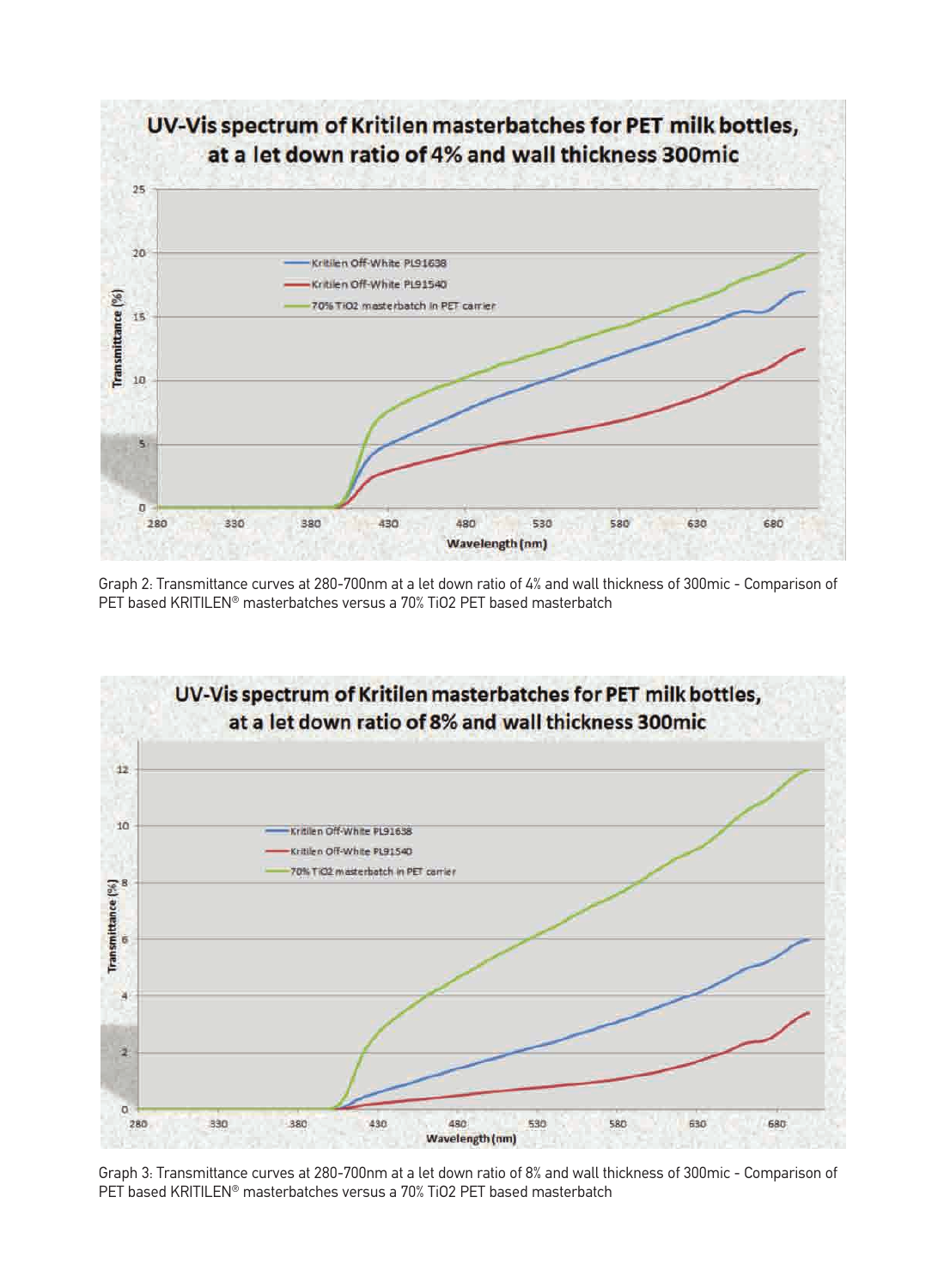Graph 2: Transmittance curves at 280-700nm at a let down ratio of 4% and wall thickness of 300mic - Comparison of PET based KRITILEN® masterbatches versus a 70% $TiO_2$ PET based masterbatch

Graph 3: Transmittance curves at 280-700nm at a let down ratio of 8% and wall thickness of 300mic - Comparison of PET based KRITILEN® masterbatches versus a 70% $TiO_2$ PET based masterbatch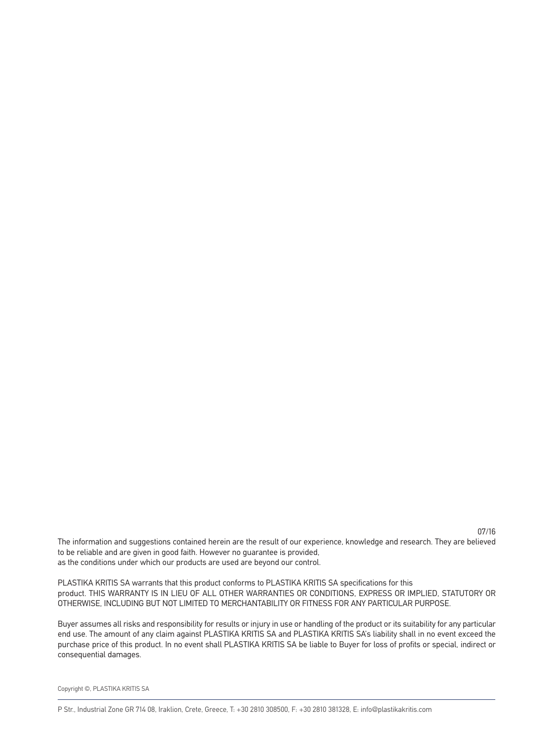07/16

The information and suggestions contained herein are the result of our experience, knowledge and research. They are believed to be reliable and are given in good faith. However no guarantee is provided,
as the conditions under which our products are used are beyond our control.

PLASTIKA KRITIS SA warrants that this product conforms to PLASTIKA KRITIS SA specifications for this
product. THIS WARRANTY IS IN LIEU OF ALL OTHER WARRANTIES OR CONDITIONS, EXPRESS OR IMPLIED, STATUTORY OR OTHERWISE, INCLUDING BUT NOT LIMITED TO MERCHANTABILITY OR FITNESS FOR ANY PARTICULAR PURPOSE.

Buyer assumes all risks and responsibility for results or injury in use or handling of the product or its suitability for any particular end use. The amount of any claim against PLASTIKA KRITIS SA and PLASTIKA KRITIS SA's liability shall in no event exceed the purchase price of this product. In no event shall PLASTIKA KRITIS SA be liable to Buyer for loss of profits or special, indirect or consequential damages.

Copyright ©, PLASTIKA KRITIS SA

P Str., Industrial Zone GR 714 08, Iraklion, Crete, Greece, T: +30 2810 308500, F: +30 2810 381328, E: info@plastikakritis.com